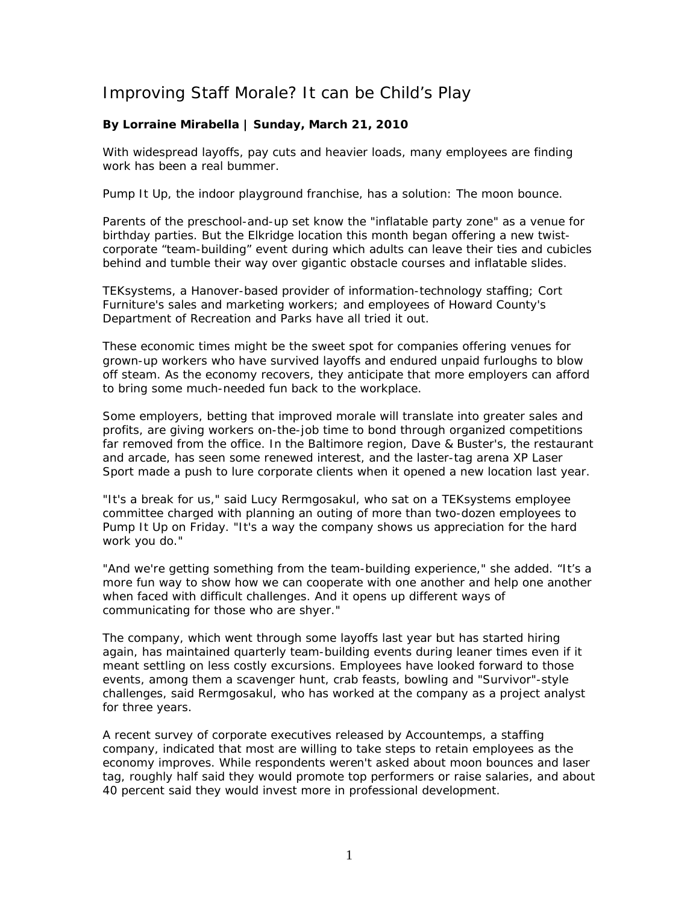# Improving Staff Morale? It can be Child's Play

**By Lorraine Mirabella | Sunday, March 21, 2010**

With widespread layoffs, pay cuts and heavier loads, many employees are finding work has been a real bummer.

Pump It Up, the indoor playground franchise, has a solution: The moon bounce.

Parents of the preschool-and-up set know the "inflatable party zone" as a venue for birthday parties. But the Elkridge location this month began offering a new twist-corporate "team-building" event during which adults can leave their ties and cubicles behind and tumble their way over gigantic obstacle courses and inflatable slides.

TEKsystems, a Hanover-based provider of information-technology staffing; Cort Furniture's sales and marketing workers; and employees of Howard County's Department of Recreation and Parks have all tried it out.

These economic times might be the sweet spot for companies offering venues for grown-up workers who have survived layoffs and endured unpaid furloughs to blow off steam. As the economy recovers, they anticipate that more employers can afford to bring some much-needed fun back to the workplace.

Some employers, betting that improved morale will translate into greater sales and profits, are giving workers on-the-job time to bond through organized competitions far removed from the office. In the Baltimore region, Dave & Buster's, the restaurant and arcade, has seen some renewed interest, and the laster-tag arena XP Laser Sport made a push to lure corporate clients when it opened a new location last year.

"It's a break for us," said Lucy Rermgosakul, who sat on a TEKsystems employee committee charged with planning an outing of more than two-dozen employees to Pump It Up on Friday. "It's a way the company shows us appreciation for the hard work you do."

"And we're getting something from the team-building experience," she added. "It's a more fun way to show how we can cooperate with one another and help one another when faced with difficult challenges. And it opens up different ways of communicating for those who are shyer."

The company, which went through some layoffs last year but has started hiring again, has maintained quarterly team-building events during leaner times even if it meant settling on less costly excursions. Employees have looked forward to those events, among them a scavenger hunt, crab feasts, bowling and "Survivor"-style challenges, said Rermgosakul, who has worked at the company as a project analyst for three years.

A recent survey of corporate executives released by Accountemps, a staffing company, indicated that most are willing to take steps to retain employees as the economy improves. While respondents weren't asked about moon bounces and laser tag, roughly half said they would promote top performers or raise salaries, and about 40 percent said they would invest more in professional development.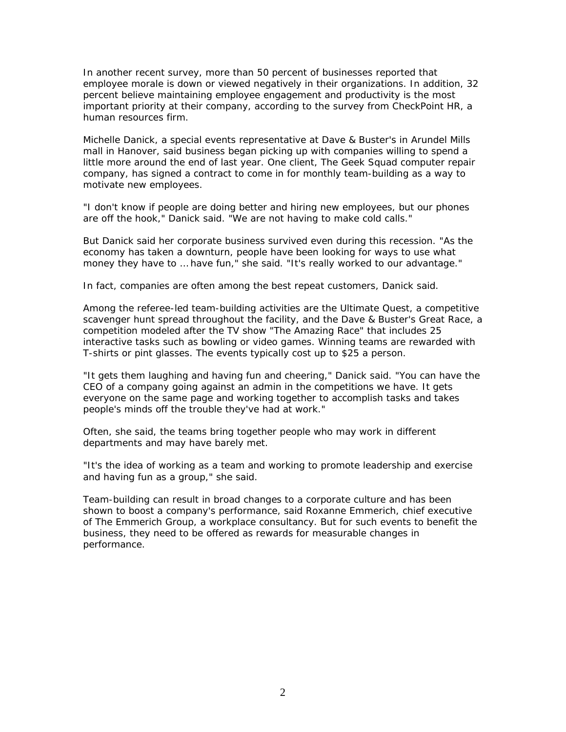In another recent survey, more than 50 percent of businesses reported that employee morale is down or viewed negatively in their organizations. In addition, 32 percent believe maintaining employee engagement and productivity is the most important priority at their company, according to the survey from CheckPoint HR, a human resources firm.

Michelle Danick, a special events representative at Dave & Buster's in Arundel Mills mall in Hanover, said business began picking up with companies willing to spend a little more around the end of last year. One client, The Geek Squad computer repair company, has signed a contract to come in for monthly team-building as a way to motivate new employees.

"I don't know if people are doing better and hiring new employees, but our phones are off the hook," Danick said. "We are not having to make cold calls."

But Danick said her corporate business survived even during this recession. "As the economy has taken a downturn, people have been looking for ways to use what money they have to … have fun," she said. "It's really worked to our advantage."

In fact, companies are often among the best repeat customers, Danick said.

Among the referee-led team-building activities are the Ultimate Quest, a competitive scavenger hunt spread throughout the facility, and the Dave & Buster's Great Race, a competition modeled after the TV show "The Amazing Race" that includes 25 interactive tasks such as bowling or video games. Winning teams are rewarded with T-shirts or pint glasses. The events typically cost up to $25 a person.

"It gets them laughing and having fun and cheering," Danick said. "You can have the CEO of a company going against an admin in the competitions we have. It gets everyone on the same page and working together to accomplish tasks and takes people's minds off the trouble they've had at work."

Often, she said, the teams bring together people who may work in different departments and may have barely met.

"It's the idea of working as a team and working to promote leadership and exercise and having fun as a group," she said.

Team-building can result in broad changes to a corporate culture and has been shown to boost a company's performance, said Roxanne Emmerich, chief executive of The Emmerich Group, a workplace consultancy. But for such events to benefit the business, they need to be offered as rewards for measurable changes in performance.